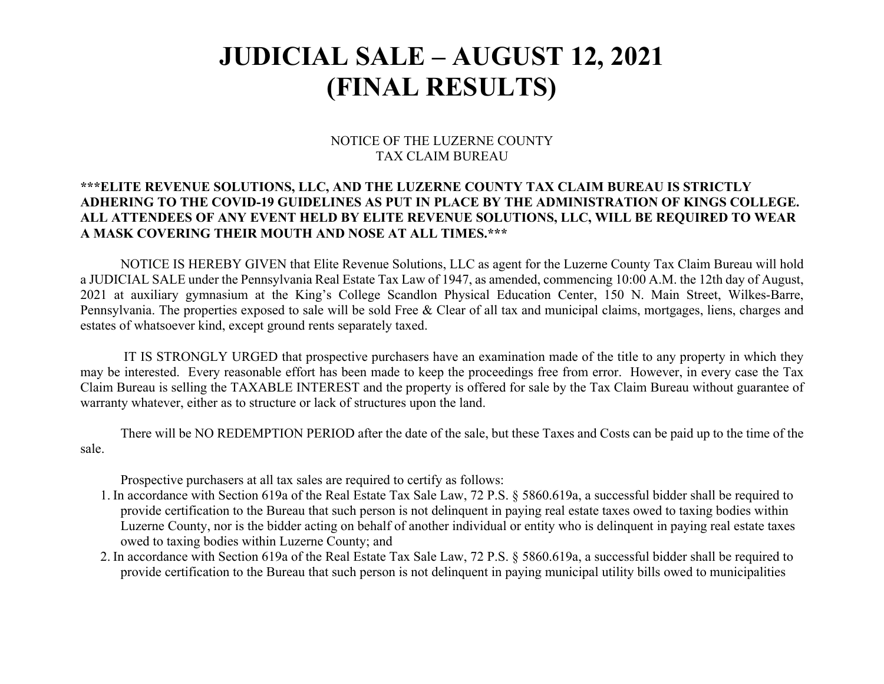# JUDICIAL SALE – AUGUST 12, 2021
# (FINAL RESULTS)

NOTICE OF THE LUZERNE COUNTY
TAX CLAIM BUREAU

**\*\*\*ELITE REVENUE SOLUTIONS, LLC, AND THE LUZERNE COUNTY TAX CLAIM BUREAU IS STRICTLY ADHERING TO THE COVID-19 GUIDELINES AS PUT IN PLACE BY THE ADMINISTRATION OF KINGS COLLEGE. ALL ATTENDEES OF ANY EVENT HELD BY ELITE REVENUE SOLUTIONS, LLC, WILL BE REQUIRED TO WEAR A MASK COVERING THEIR MOUTH AND NOSE AT ALL TIMES.\*\*\***

NOTICE IS HEREBY GIVEN that Elite Revenue Solutions, LLC as agent for the Luzerne County Tax Claim Bureau will hold a JUDICIAL SALE under the Pennsylvania Real Estate Tax Law of 1947, as amended, commencing 10:00 A.M. the 12th day of August, 2021 at auxiliary gymnasium at the King's College Scandlon Physical Education Center, 150 N. Main Street, Wilkes-Barre, Pennsylvania. The properties exposed to sale will be sold Free & Clear of all tax and municipal claims, mortgages, liens, charges and estates of whatsoever kind, except ground rents separately taxed.

IT IS STRONGLY URGED that prospective purchasers have an examination made of the title to any property in which they may be interested. Every reasonable effort has been made to keep the proceedings free from error. However, in every case the Tax Claim Bureau is selling the TAXABLE INTEREST and the property is offered for sale by the Tax Claim Bureau without guarantee of warranty whatever, either as to structure or lack of structures upon the land.

There will be NO REDEMPTION PERIOD after the date of the sale, but these Taxes and Costs can be paid up to the time of the sale.

Prospective purchasers at all tax sales are required to certify as follows:

1. In accordance with Section 619a of the Real Estate Tax Sale Law, 72 P.S. § 5860.619a, a successful bidder shall be required to provide certification to the Bureau that such person is not delinquent in paying real estate taxes owed to taxing bodies within Luzerne County, nor is the bidder acting on behalf of another individual or entity who is delinquent in paying real estate taxes owed to taxing bodies within Luzerne County; and
2. In accordance with Section 619a of the Real Estate Tax Sale Law, 72 P.S. § 5860.619a, a successful bidder shall be required to provide certification to the Bureau that such person is not delinquent in paying municipal utility bills owed to municipalities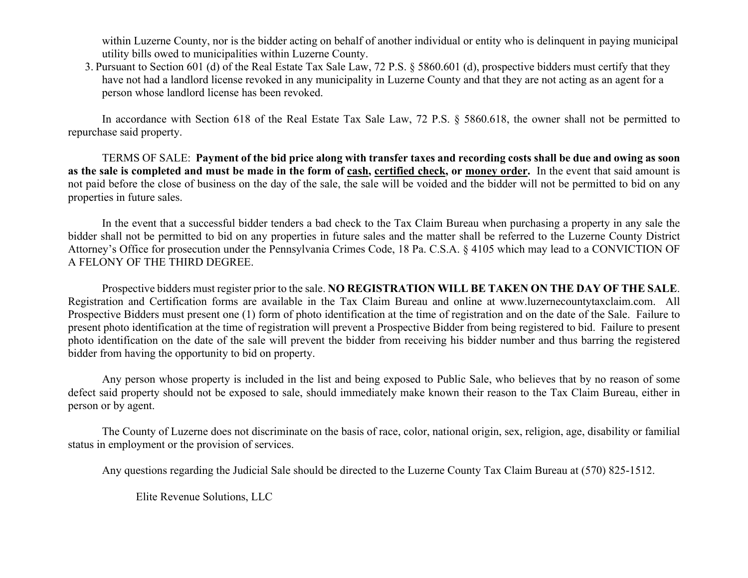within Luzerne County, nor is the bidder acting on behalf of another individual or entity who is delinquent in paying municipal utility bills owed to municipalities within Luzerne County.

3. Pursuant to Section 601 (d) of the Real Estate Tax Sale Law, 72 P.S. § 5860.601 (d), prospective bidders must certify that they have not had a landlord license revoked in any municipality in Luzerne County and that they are not acting as an agent for a person whose landlord license has been revoked.

In accordance with Section 618 of the Real Estate Tax Sale Law, 72 P.S. § 5860.618, the owner shall not be permitted to repurchase said property.

TERMS OF SALE: **Payment of the bid price along with transfer taxes and recording costs shall be due and owing as soon as the sale is completed and must be made in the form of <u>cash</u>, <u>certified check</u>, or <u>money order</u>.** In the event that said amount is not paid before the close of business on the day of the sale, the sale will be voided and the bidder will not be permitted to bid on any properties in future sales.

In the event that a successful bidder tenders a bad check to the Tax Claim Bureau when purchasing a property in any sale the bidder shall not be permitted to bid on any properties in future sales and the matter shall be referred to the Luzerne County District Attorney's Office for prosecution under the Pennsylvania Crimes Code, 18 Pa. C.S.A. § 4105 which may lead to a CONVICTION OF A FELONY OF THE THIRD DEGREE.

Prospective bidders must register prior to the sale. **NO REGISTRATION WILL BE TAKEN ON THE DAY OF THE SALE**. Registration and Certification forms are available in the Tax Claim Bureau and online at www.luzernecountytaxclaim.com. All Prospective Bidders must present one (1) form of photo identification at the time of registration and on the date of the Sale. Failure to present photo identification at the time of registration will prevent a Prospective Bidder from being registered to bid. Failure to present photo identification on the date of the sale will prevent the bidder from receiving his bidder number and thus barring the registered bidder from having the opportunity to bid on property.

Any person whose property is included in the list and being exposed to Public Sale, who believes that by no reason of some defect said property should not be exposed to sale, should immediately make known their reason to the Tax Claim Bureau, either in person or by agent.

The County of Luzerne does not discriminate on the basis of race, color, national origin, sex, religion, age, disability or familial status in employment or the provision of services.

Any questions regarding the Judicial Sale should be directed to the Luzerne County Tax Claim Bureau at (570) 825-1512.

Elite Revenue Solutions, LLC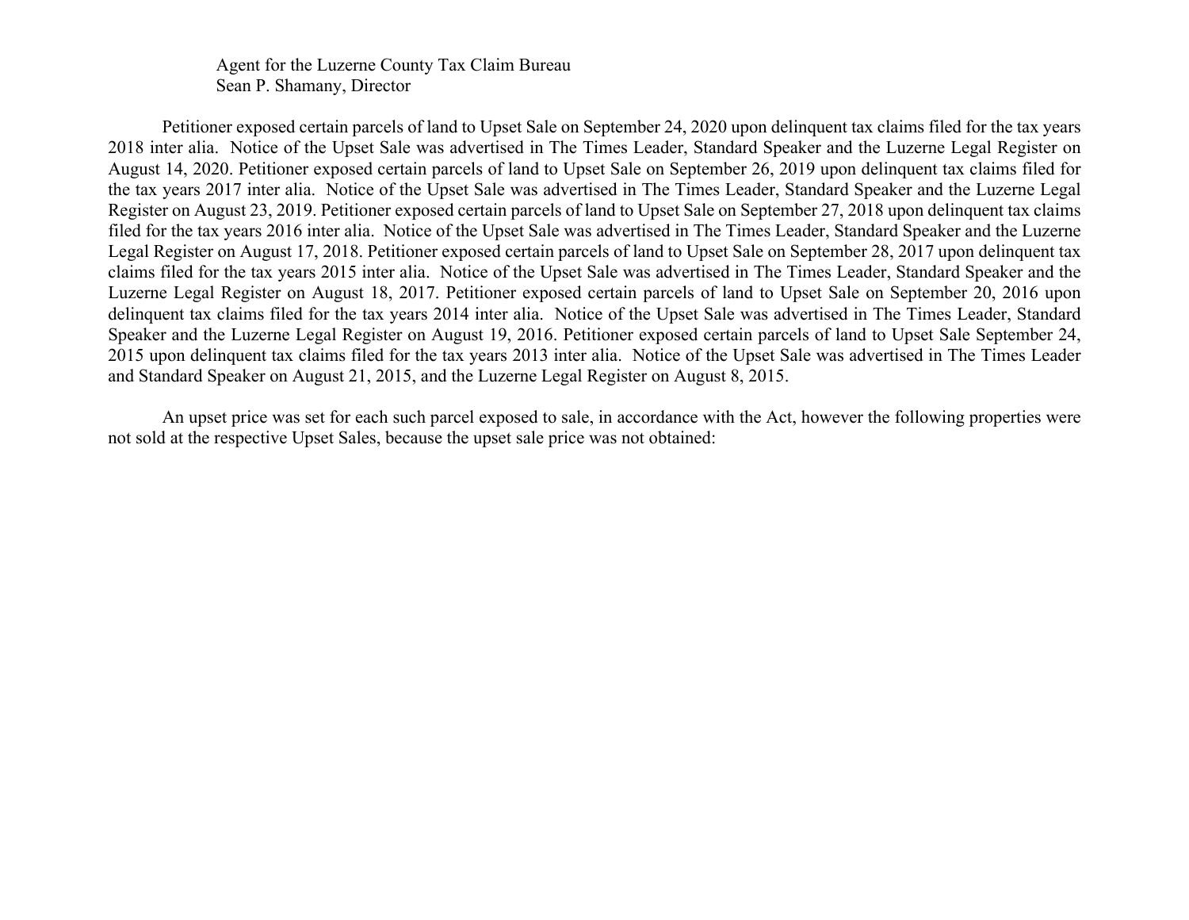Agent for the Luzerne County Tax Claim Bureau
Sean P. Shamany, Director

Petitioner exposed certain parcels of land to Upset Sale on September 24, 2020 upon delinquent tax claims filed for the tax years 2018 inter alia. Notice of the Upset Sale was advertised in The Times Leader, Standard Speaker and the Luzerne Legal Register on August 14, 2020. Petitioner exposed certain parcels of land to Upset Sale on September 26, 2019 upon delinquent tax claims filed for the tax years 2017 inter alia. Notice of the Upset Sale was advertised in The Times Leader, Standard Speaker and the Luzerne Legal Register on August 23, 2019. Petitioner exposed certain parcels of land to Upset Sale on September 27, 2018 upon delinquent tax claims filed for the tax years 2016 inter alia. Notice of the Upset Sale was advertised in The Times Leader, Standard Speaker and the Luzerne Legal Register on August 17, 2018. Petitioner exposed certain parcels of land to Upset Sale on September 28, 2017 upon delinquent tax claims filed for the tax years 2015 inter alia. Notice of the Upset Sale was advertised in The Times Leader, Standard Speaker and the Luzerne Legal Register on August 18, 2017. Petitioner exposed certain parcels of land to Upset Sale on September 20, 2016 upon delinquent tax claims filed for the tax years 2014 inter alia. Notice of the Upset Sale was advertised in The Times Leader, Standard Speaker and the Luzerne Legal Register on August 19, 2016. Petitioner exposed certain parcels of land to Upset Sale September 24, 2015 upon delinquent tax claims filed for the tax years 2013 inter alia. Notice of the Upset Sale was advertised in The Times Leader and Standard Speaker on August 21, 2015, and the Luzerne Legal Register on August 8, 2015.

An upset price was set for each such parcel exposed to sale, in accordance with the Act, however the following properties were not sold at the respective Upset Sales, because the upset sale price was not obtained: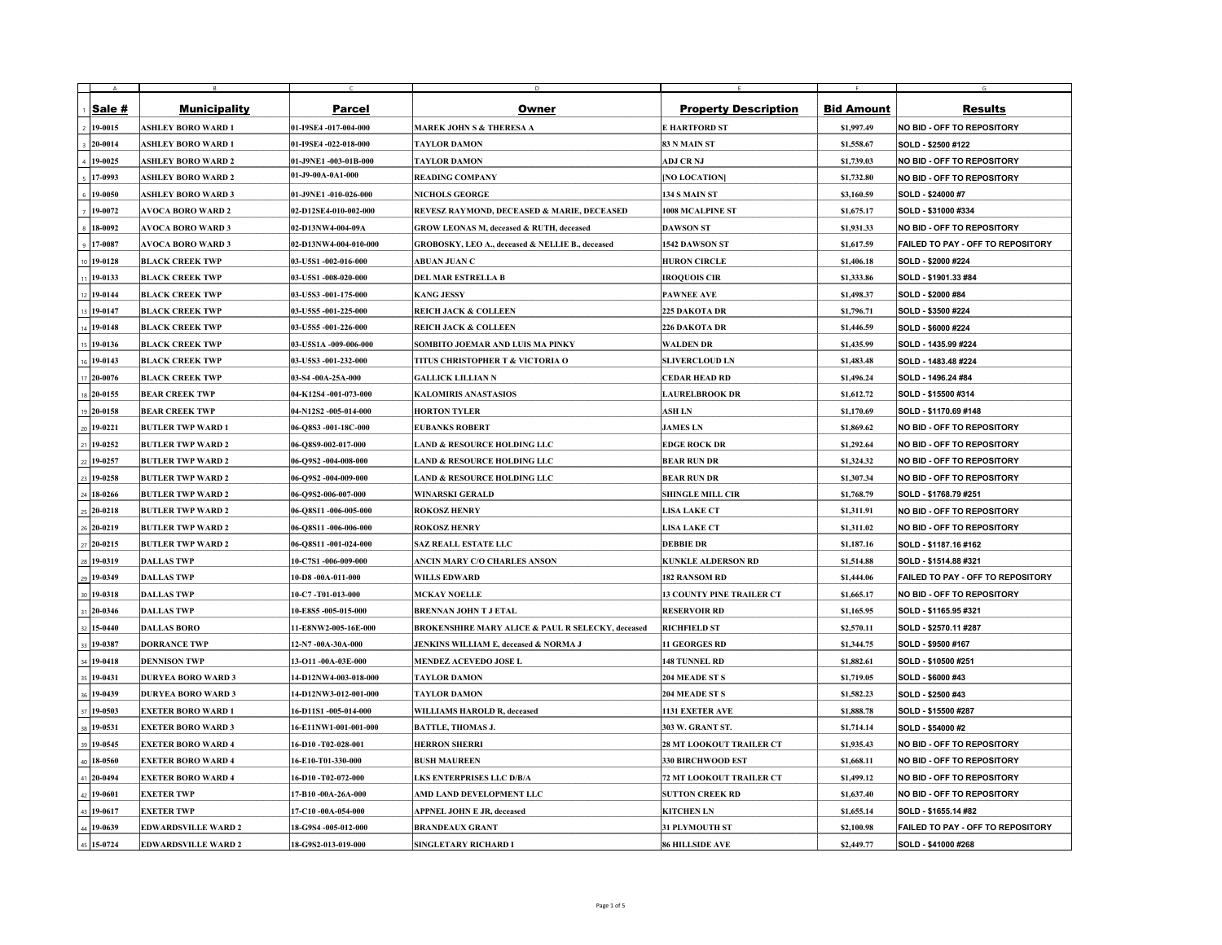| Sale # | Municipality | Parcel | Owner | Property Description | Bid Amount | Results |
|---|---|---|---|---|---|---|
| 19-0015 | ASHLEY BORO WARD 1 | 01-I9SE4 -017-004-000 | MAREK JOHN S & THERESA A | E HARTFORD ST | $1,997.49 | NO BID - OFF TO REPOSITORY |
| 20-0014 | ASHLEY BORO WARD 1 | 01-I9SE4 -022-018-000 | TAYLOR DAMON | 83 N MAIN ST | $1,558.67 | SOLD - $2500 #122 |
| 19-0025 | ASHLEY BORO WARD 2 | 01-J9NE1 -003-01B-000 | TAYLOR DAMON | ADJ CR NJ | $1,739.03 | NO BID - OFF TO REPOSITORY |
| 17-0993 | ASHLEY BORO WARD 2 | 01-J9-00A-0A1-000 | READING COMPANY | [NO LOCATION] | $1,732.80 | NO BID - OFF TO REPOSITORY |
| 19-0050 | ASHLEY BORO WARD 3 | 01-J9NE1 -010-026-000 | NICHOLS GEORGE | 134 S MAIN ST | $3,160.59 | SOLD - $24000 #7 |
| 19-0072 | AVOCA BORO WARD 2 | 02-D12SE4-010-002-000 | REVESZ RAYMOND, DECEASED & MARIE, DECEASED | 1008 MCALPINE ST | $1,675.17 | SOLD - $31000 #334 |
| 18-0092 | AVOCA BORO WARD 3 | 02-D13NW4-004-09A | GROW LEONAS M, deceased & RUTH, deceased | DAWSON ST | $1,931.33 | NO BID - OFF TO REPOSITORY |
| 17-0087 | AVOCA BORO WARD 3 | 02-D13NW4-004-010-000 | GROBOSKY, LEO A., deceased & NELLIE B., deceased | 1542 DAWSON ST | $1,617.59 | FAILED TO PAY - OFF TO REPOSITORY |
| 19-0128 | BLACK CREEK TWP | 03-U5S1 -002-016-000 | ABUAN JUAN C | HURON CIRCLE | $1,406.18 | SOLD - $2000 #224 |
| 19-0133 | BLACK CREEK TWP | 03-U5S1 -008-020-000 | DEL MAR ESTRELLA B | IROQUOIS CIR | $1,333.86 | SOLD - $1901.33 #84 |
| 19-0144 | BLACK CREEK TWP | 03-U5S3 -001-175-000 | KANG JESSY | PAWNEE AVE | $1,498.37 | SOLD - $2000 #84 |
| 19-0147 | BLACK CREEK TWP | 03-U5S5 -001-225-000 | REICH JACK & COLLEEN | 225 DAKOTA DR | $1,796.71 | SOLD - $3500 #224 |
| 19-0148 | BLACK CREEK TWP | 03-U5S5 -001-226-000 | REICH JACK & COLLEEN | 226 DAKOTA DR | $1,446.59 | SOLD - $6000 #224 |
| 19-0136 | BLACK CREEK TWP | 03-U5S1A -009-006-000 | SOMBITO JOEMAR AND LUIS MA PINKY | WALDEN DR | $1,435.99 | SOLD - 1435.99 #224 |
| 19-0143 | BLACK CREEK TWP | 03-U5S3 -001-232-000 | TITUS CHRISTOPHER T & VICTORIA O | SLIVERCLOUD LN | $1,483.48 | SOLD - 1483.48 #224 |
| 20-0076 | BLACK CREEK TWP | 03-S4 -00A-25A-000 | GALLICK LILLIAN N | CEDAR HEAD RD | $1,496.24 | SOLD - 1496.24 #84 |
| 20-0155 | BEAR CREEK TWP | 04-K12S4 -001-073-000 | KALOMIRIS ANASTASIOS | LAURELBROOK DR | $1,612.72 | SOLD - $15500 #314 |
| 20-0158 | BEAR CREEK TWP | 04-N12S2 -005-014-000 | HORTON TYLER | ASH LN | $1,170.69 | SOLD - $1170.69 #148 |
| 19-0221 | BUTLER TWP WARD 1 | 06-Q8S3 -001-18C-000 | EUBANKS ROBERT | JAMES LN | $1,869.62 | NO BID - OFF TO REPOSITORY |
| 19-0252 | BUTLER TWP WARD 2 | 06-Q8S9-002-017-000 | LAND & RESOURCE HOLDING LLC | EDGE ROCK DR | $1,292.64 | NO BID - OFF TO REPOSITORY |
| 19-0257 | BUTLER TWP WARD 2 | 06-Q9S2 -004-008-000 | LAND & RESOURCE HOLDING LLC | BEAR RUN DR | $1,324.32 | NO BID - OFF TO REPOSITORY |
| 19-0258 | BUTLER TWP WARD 2 | 06-Q9S2 -004-009-000 | LAND & RESOURCE HOLDING LLC | BEAR RUN DR | $1,307.34 | NO BID - OFF TO REPOSITORY |
| 18-0266 | BUTLER TWP WARD 2 | 06-Q9S2-006-007-000 | WINARSKI GERALD | SHINGLE MILL CIR | $1,768.79 | SOLD - $1768.79 #251 |
| 20-0218 | BUTLER TWP WARD 2 | 06-Q8S11 -006-005-000 | ROKOSZ HENRY | LISA LAKE CT | $1,311.91 | NO BID - OFF TO REPOSITORY |
| 20-0219 | BUTLER TWP WARD 2 | 06-Q8S11 -006-006-000 | ROKOSZ HENRY | LISA LAKE CT | $1,311.02 | NO BID - OFF TO REPOSITORY |
| 20-0215 | BUTLER TWP WARD 2 | 06-Q8S11 -001-024-000 | SAZ REALL ESTATE LLC | DEBBIE DR | $1,187.16 | SOLD - $1187.16 #162 |
| 19-0319 | DALLAS TWP | 10-C7S1 -006-009-000 | ANCIN MARY C/O CHARLES ANSON | KUNKLE ALDERSON RD | $1,514.88 | SOLD - $1514.88 #321 |
| 19-0349 | DALLAS TWP | 10-D8 -00A-011-000 | WILLS EDWARD | 182 RANSOM RD | $1,444.06 | FAILED TO PAY - OFF TO REPOSITORY |
| 19-0318 | DALLAS TWP | 10-C7 -T01-013-000 | MCKAY NOELLE | 13 COUNTY PINE TRAILER CT | $1,665.17 | NO BID - OFF TO REPOSITORY |
| 20-0346 | DALLAS TWP | 10-E8S5 -005-015-000 | BRENNAN JOHN T J ETAL | RESERVOIR RD | $1,165.95 | SOLD - $1165.95 #321 |
| 15-0440 | DALLAS BORO | 11-E8NW2-005-16E-000 | BROKENSHIRE MARY ALICE & PAUL R SELECKY, deceased | RICHFIELD ST | $2,570.11 | SOLD - $2570.11 #287 |
| 19-0387 | DORRANCE TWP | 12-N7 -00A-30A-000 | JENKINS WILLIAM E, deceased & NORMA J | 11 GEORGES RD | $1,344.75 | SOLD - $9500 #167 |
| 19-0418 | DENNISON TWP | 13-O11 -00A-03E-000 | MENDEZ ACEVEDO JOSE L | 148 TUNNEL RD | $1,882.61 | SOLD - $10500 #251 |
| 19-0431 | DURYEA BORO WARD 3 | 14-D12NW4-003-018-000 | TAYLOR DAMON | 204 MEADE ST S | $1,719.05 | SOLD - $6000 #43 |
| 19-0439 | DURYEA BORO WARD 3 | 14-D12NW3-012-001-000 | TAYLOR DAMON | 204 MEADE ST S | $1,582.23 | SOLD - $2500 #43 |
| 19-0503 | EXETER BORO WARD 1 | 16-D11S1 -005-014-000 | WILLIAMS HAROLD R, deceased | 1131 EXETER AVE | $1,888.78 | SOLD - $15500 #287 |
| 19-0531 | EXETER BORO WARD 3 | 16-E11NW1-001-001-000 | BATTLE, THOMAS J. | 303 W. GRANT ST. | $1,714.14 | SOLD - $54000 #2 |
| 19-0545 | EXETER BORO WARD 4 | 16-D10 -T02-028-001 | HERRON SHERRI | 28 MT LOOKOUT TRAILER CT | $1,935.43 | NO BID - OFF TO REPOSITORY |
| 18-0560 | EXETER BORO WARD 4 | 16-E10-T01-330-000 | BUSH MAUREEN | 330 BIRCHWOOD EST | $1,668.11 | NO BID - OFF TO REPOSITORY |
| 20-0494 | EXETER BORO WARD 4 | 16-D10 -T02-072-000 | LKS ENTERPRISES LLC D/B/A | 72 MT LOOKOUT TRAILER CT | $1,499.12 | NO BID - OFF TO REPOSITORY |
| 19-0601 | EXETER TWP | 17-B10 -00A-26A-000 | AMD LAND DEVELOPMENT LLC | SUTTON CREEK RD | $1,637.40 | NO BID - OFF TO REPOSITORY |
| 19-0617 | EXETER TWP | 17-C10 -00A-054-000 | APPNEL JOHN E JR, deceased | KITCHEN LN | $1,655.14 | SOLD - $1655.14 #82 |
| 19-0639 | EDWARDSVILLE WARD 2 | 18-G9S4 -005-012-000 | BRANDEAUX GRANT | 31 PLYMOUTH ST | $2,100.98 | FAILED TO PAY - OFF TO REPOSITORY |
| 15-0724 | EDWARDSVILLE WARD 2 | 18-G9S2-013-019-000 | SINGLETARY RICHARD I | 86 HILLSIDE AVE | $2,449.77 | SOLD - $41000 #268 |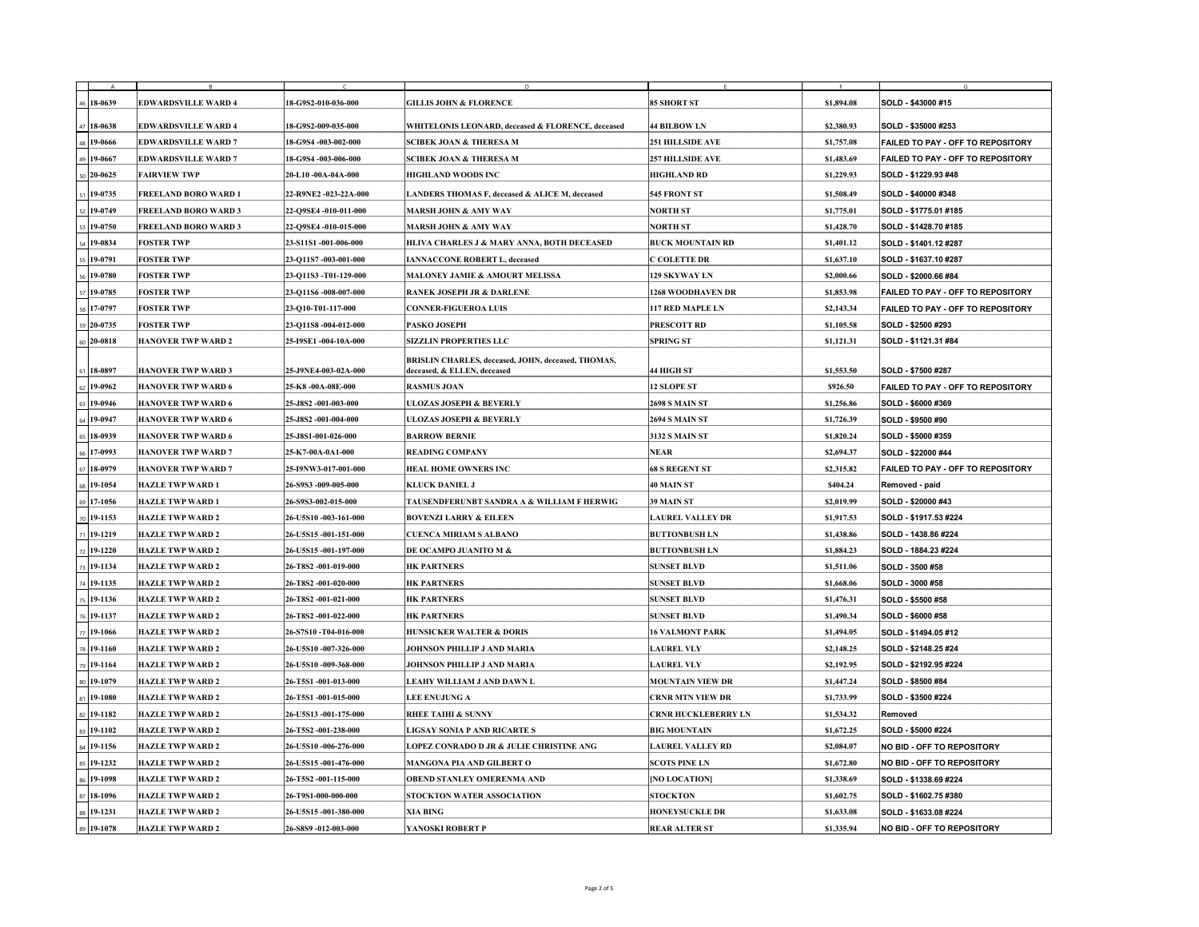| A | B | C | D | E | F | G |
|---|---|---|---|---|---|---|
| 18-0639 | EDWARDSVILLE WARD 4 | 18-G9S2-010-036-000 | GILLIS JOHN & FLORENCE | 85 SHORT ST | $1,894.08 | SOLD - $43000 #15 |
| 18-0638 | EDWARDSVILLE WARD 4 | 18-G9S2-009-035-000 | WHITELONIS LEONARD, deceased & FLORENCE, deceased | 44 BILBOW LN | $2,380.93 | SOLD - $35000 #253 |
| 19-0666 | EDWARDSVILLE WARD 7 | 18-G9S4 -003-002-000 | SCIBEK JOAN & THERESA M | 251 HILLSIDE AVE | $1,757.08 | FAILED TO PAY - OFF TO REPOSITORY |
| 19-0667 | EDWARDSVILLE WARD 7 | 18-G9S4 -003-006-000 | SCIBEK JOAN & THERESA M | 257 HILLSIDE AVE | $1,483.69 | FAILED TO PAY - OFF TO REPOSITORY |
| 20-0625 | FAIRVIEW TWP | 20-L10 -00A-04A-000 | HIGHLAND WOODS INC | HIGHLAND RD | $1,229.93 | SOLD - $1229.93 #48 |
| 19-0735 | FREELAND BORO WARD 1 | 22-R9NE2 -023-22A-000 | LANDERS THOMAS F, deceased & ALICE M, deceased | 545 FRONT ST | $1,508.49 | SOLD - $40000 #348 |
| 19-0749 | FREELAND BORO WARD 3 | 22-Q9SE4 -010-011-000 | MARSH JOHN & AMY WAY | NORTH ST | $1,775.01 | SOLD - $1775.01 #185 |
| 19-0750 | FREELAND BORO WARD 3 | 22-Q9SE4 -010-015-000 | MARSH JOHN & AMY WAY | NORTH ST | $1,428.70 | SOLD - $1428.70 #185 |
| 19-0834 | FOSTER TWP | 23-S11S1 -001-006-000 | HLIVA CHARLES J & MARY ANNA, BOTH DECEASED | BUCK MOUNTAIN RD | $1,401.12 | SOLD - $1401.12 #287 |
| 19-0791 | FOSTER TWP | 23-Q11S7 -003-001-000 | IANNACCONE ROBERT L, deceased | C COLETTE DR | $1,637.10 | SOLD - $1637.10 #287 |
| 19-0780 | FOSTER TWP | 23-Q11S3 -T01-129-000 | MALONEY JAMIE & AMOURT MELISSA | 129 SKYWAY LN | $2,000.66 | SOLD - $2000.66 #84 |
| 19-0785 | FOSTER TWP | 23-Q11S6 -008-007-000 | RANEK JOSEPH JR & DARLENE | 1268 WOODHAVEN DR | $1,853.98 | FAILED TO PAY - OFF TO REPOSITORY |
| 17-0797 | FOSTER TWP | 23-Q10-T01-117-000 | CONNER-FIGUEROA LUIS | 117 RED MAPLE LN | $2,143.34 | FAILED TO PAY - OFF TO REPOSITORY |
| 20-0735 | FOSTER TWP | 23-Q11S8 -004-012-000 | PASKO JOSEPH | PRESCOTT RD | $1,105.58 | SOLD - $2500 #293 |
| 20-0818 | HANOVER TWP WARD 2 | 25-I9SE1 -004-10A-000 | SIZZLIN PROPERTIES LLC | SPRING ST | $1,121.31 | SOLD - $1121.31 #84 |
| 18-0897 | HANOVER TWP WARD 3 | 25-J9NE4-003-02A-000 | BRISLIN CHARLES, deceased, JOHN, deceased, THOMAS, deceased, & ELLEN, deceased | 44 HIGH ST | $1,553.50 | SOLD - $7500 #287 |
| 19-0962 | HANOVER TWP WARD 6 | 25-K8 -00A-08E-000 | RASMUS JOAN | 12 SLOPE ST | $926.50 | FAILED TO PAY - OFF TO REPOSITORY |
| 19-0946 | HANOVER TWP WARD 6 | 25-J8S2 -001-003-000 | ULOZAS JOSEPH & BEVERLY | 2698 S MAIN ST | $1,256.86 | SOLD - $6000 #369 |
| 19-0947 | HANOVER TWP WARD 6 | 25-J8S2 -001-004-000 | ULOZAS JOSEPH & BEVERLY | 2694 S MAIN ST | $1,726.39 | SOLD - $9500 #90 |
| 18-0939 | HANOVER TWP WARD 6 | 25-J8S1-001-026-000 | BARROW BERNIE | 3132 S MAIN ST | $1,820.24 | SOLD - $5000 #359 |
| 17-0993 | HANOVER TWP WARD 7 | 25-K7-00A-0A1-000 | READING COMPANY | NEAR | $2,694.37 | SOLD - $22000 #44 |
| 18-0979 | HANOVER TWP WARD 7 | 25-I9NW3-017-001-000 | HEAL HOME OWNERS INC | 68 S REGENT ST | $2,315.82 | FAILED TO PAY - OFF TO REPOSITORY |
| 19-1054 | HAZLE TWP WARD 1 | 26-S9S3 -009-005-000 | KLUCK DANIEL J | 40 MAIN ST | $404.24 | Removed - paid |
| 17-1056 | HAZLE TWP WARD 1 | 26-S9S3-002-015-000 | TAUSENDFERUNBT SANDRA A & WILLIAM F HERWIG | 39 MAIN ST | $2,019.99 | SOLD - $20000 #43 |
| 19-1153 | HAZLE TWP WARD 2 | 26-U5S10 -003-161-000 | BOVENZI LARRY & EILEEN | LAUREL VALLEY DR | $1,917.53 | SOLD - $1917.53 #224 |
| 19-1219 | HAZLE TWP WARD 2 | 26-U5S15 -001-151-000 | CUENCA MIRIAM S ALBANO | BUTTONBUSH LN | $1,438.86 | SOLD - 1438.86 #224 |
| 19-1220 | HAZLE TWP WARD 2 | 26-U5S15 -001-197-000 | DE OCAMPO JUANITO M & | BUTTONBUSH LN | $1,884.23 | SOLD - 1884.23 #224 |
| 19-1134 | HAZLE TWP WARD 2 | 26-T8S2 -001-019-000 | HK PARTNERS | SUNSET BLVD | $1,511.06 | SOLD - 3500 #58 |
| 19-1135 | HAZLE TWP WARD 2 | 26-T8S2 -001-020-000 | HK PARTNERS | SUNSET BLVD | $1,668.06 | SOLD - 3000 #58 |
| 19-1136 | HAZLE TWP WARD 2 | 26-T8S2 -001-021-000 | HK PARTNERS | SUNSET BLVD | $1,476.31 | SOLD - $5500 #58 |
| 19-1137 | HAZLE TWP WARD 2 | 26-T8S2 -001-022-000 | HK PARTNERS | SUNSET BLVD | $1,490.34 | SOLD - $6000 #58 |
| 19-1066 | HAZLE TWP WARD 2 | 26-S7S10 -T04-016-000 | HUNSICKER WALTER & DORIS | 16 VALMONT PARK | $1,494.05 | SOLD - $1494.05 #12 |
| 19-1160 | HAZLE TWP WARD 2 | 26-U5S10 -007-326-000 | JOHNSON PHILLIP J AND MARIA | LAUREL VLY | $2,148.25 | SOLD - $2148.25 #24 |
| 19-1164 | HAZLE TWP WARD 2 | 26-U5S10 -009-368-000 | JOHNSON PHILLIP J AND MARIA | LAUREL VLY | $2,192.95 | SOLD - $2192.95 #224 |
| 19-1079 | HAZLE TWP WARD 2 | 26-T5S1 -001-013-000 | LEAHY WILLIAM J AND DAWN L | MOUNTAIN VIEW DR | $1,447.24 | SOLD - $8500 #84 |
| 19-1080 | HAZLE TWP WARD 2 | 26-T5S1 -001-015-000 | LEE ENUJUNG A | CRNR MTN VIEW DR | $1,733.99 | SOLD - $3500 #224 |
| 19-1182 | HAZLE TWP WARD 2 | 26-U5S13 -001-175-000 | RHEE TAIHI & SUNNY | CRNR HUCKLEBERRY LN | $1,534.32 | Removed |
| 19-1102 | HAZLE TWP WARD 2 | 26-T5S2 -001-238-000 | LIGSAY SONIA P AND RICARTE S | BIG MOUNTAIN | $1,672.25 | SOLD - $5000 #224 |
| 19-1156 | HAZLE TWP WARD 2 | 26-U5S10 -006-276-000 | LOPEZ CONRADO D JR & JULIE CHRISTINE ANG | LAUREL VALLEY RD | $2,084.07 | NO BID - OFF TO REPOSITORY |
| 19-1232 | HAZLE TWP WARD 2 | 26-U5S15 -001-476-000 | MANGONA PIA AND GILBERT O | SCOTS PINE LN | $1,672.80 | NO BID - OFF TO REPOSITORY |
| 19-1098 | HAZLE TWP WARD 2 | 26-T5S2 -001-115-000 | OBEND STANLEY OMERENMA AND | [NO LOCATION] | $1,338.69 | SOLD - $1338.69 #224 |
| 18-1096 | HAZLE TWP WARD 2 | 26-T9S1-000-000-000 | STOCKTON WATER ASSOCIATION | STOCKTON | $1,602.75 | SOLD - $1602.75 #380 |
| 19-1231 | HAZLE TWP WARD 2 | 26-U5S15 -001-380-000 | XIA BING | HONEYSUCKLE DR | $1,633.08 | SOLD - $1633.08 #224 |
| 19-1078 | HAZLE TWP WARD 2 | 26-S8S9 -012-003-000 | YANOSKI ROBERT P | REAR ALTER ST | $1,335.94 | NO BID - OFF TO REPOSITORY |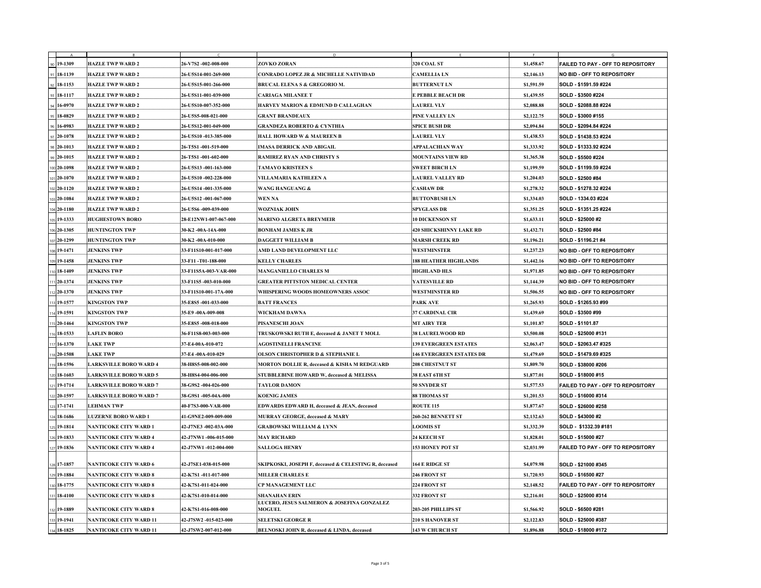| A | B | C | D | E | F | G |
|---|---|---|---|---|---|---|
| 19-1309 | HAZLE TWP WARD 2 | 26-V7S2 -002-008-000 | ZOVKO ZORAN | 320 COAL ST | $1,458.67 | FAILED TO PAY - OFF TO REPOSITORY |
| 18-1139 | HAZLE TWP WARD 2 | 26-U5S14-001-269-000 | CONRADO LOPEZ JR & MICHELLE NATIVIDAD | CAMELLIA LN | $2,146.13 | NO BID - OFF TO REPOSITORY |
| 18-1153 | HAZLE TWP WARD 2 | 26-U5S15-001-266-000 | BRUCAL ELENA S & GREGORIO M. | BUTTERNUT LN | $1,591.59 | SOLD - $1591.59 #224 |
| 18-1117 | HAZLE TWP WARD 2 | 26-U5S11-001-039-000 | CARIAGA MILANEE T | E PEBBLE BEACH DR | $1,439.55 | SOLD - $3500 #224 |
| 16-0970 | HAZLE TWP WARD 2 | 26-U5S10-007-352-000 | HARVEY MARION & EDMUND D CALLAGHAN | LAUREL VLY | $2,088.88 | SOLD - $2088.88 #224 |
| 18-0829 | HAZLE TWP WARD 2 | 26-U5S5-008-021-000 | GRANT BRANDEAUX | PINE VALLEY LN | $2,122.75 | SOLD - $3000 #155 |
| 16-0983 | HAZLE TWP WARD 2 | 26-U5S12-001-049-000 | GRANDEZA ROBERTO & CYNTHIA | SPICE BUSH DR | $2,094.84 | SOLD - $2094.84 #224 |
| 20-1078 | HAZLE TWP WARD 2 | 26-U5S10 -013-385-000 | HALL HOWARD W & MAUREEN B | LAUREL VLY | $1,438.53 | SOLD - $1438.53 #224 |
| 20-1013 | HAZLE TWP WARD 2 | 26-T5S1 -001-519-000 | IMASA DERRICK AND ABIGAIL | APPALACHIAN WAY | $1,333.92 | SOLD - $1333.92 #224 |
| 20-1015 | HAZLE TWP WARD 2 | 26-T5S1 -001-602-000 | RAMIREZ RYAN AND CHRISTY S | MOUNTAINS VIEW RD | $1,365.38 | SOLD - $5500 #224 |
| 20-1098 | HAZLE TWP WARD 2 | 26-U5S13 -001-163-000 | TAMAYO KRISTEEN S | SWEET BIRCH LN | $1,199.59 | SOLD - $1199.59 #224 |
| 20-1070 | HAZLE TWP WARD 2 | 26-U5S10 -002-228-000 | VILLAMARIA KATHLEEN A | LAUREL VALLEY RD | $1,204.03 | SOLD - $2500 #84 |
| 20-1120 | HAZLE TWP WARD 2 | 26-U5S14 -001-335-000 | WANG HANGUANG & | CASHAW DR | $1,278.32 | SOLD - $1278.32 #224 |
| 20-1084 | HAZLE TWP WARD 2 | 26-U5S12 -001-067-000 | WEN NA | BUTTONBUSH LN | $1,334.03 | SOLD - 1334.03 #224 |
| 20-1180 | HAZLE TWP WARD 2 | 26-U5S6 -009-039-000 | WOZNIAK JOHN | SPYGLASS DR | $1,351.25 | SOLD - $1351.25 #224 |
| 19-1333 | HUGHESTOWN BORO | 28-E12NW1-007-067-000 | MARINO ALGRETA BREYMEIR | 10 DICKENSON ST | $1,633.11 | SOLD - $25000 #2 |
| 20-1305 | HUNTINGTON TWP | 30-K2 -00A-14A-000 | BONHAM JAMES K JR | 420 SHICKSHINNY LAKE RD | $1,432.71 | SOLD - $2500 #84 |
| 20-1299 | HUNTINGTON TWP | 30-K2 -00A-010-000 | DAGGETT WILLIAM B | MARSH CREEK RD | $1,196.21 | SOLD - $1196.21 #4 |
| 19-1471 | JENKINS TWP | 33-F11S10-001-017-000 | AMD LAND DEVELOPMENT LLC | WESTMINSTER | $1,237.23 | NO BID - OFF TO REPOSITORY |
| 19-1458 | JENKINS TWP | 33-F11 -T01-188-000 | KELLY CHARLES | 188 HEATHER HIGHLANDS | $1,442.16 | NO BID - OFF TO REPOSITORY |
| 18-1409 | JENKINS TWP | 33-F11S5A-003-VAR-000 | MANGANIELLO CHARLES M | HIGHLAND HLS | $1,971.85 | NO BID - OFF TO REPOSITORY |
| 20-1374 | JENKINS TWP | 33-F11S5 -003-010-000 | GREATER PITTSTON MEDICAL CENTER | YATESVILLE RD | $1,144.39 | NO BID - OFF TO REPOSITORY |
| 20-1370 | JENKINS TWP | 33-F11S10-001-17A-000 | WHISPERING WOODS HOMEOWNERS ASSOC | WESTMINSTER RD | $1,506.55 | NO BID - OFF TO REPOSITORY |
| 19-1577 | KINGSTON TWP | 35-E8S5 -001-033-000 | BATT FRANCES | PARK AVE | $1,265.93 | SOLD - $1265.93 #99 |
| 19-1591 | KINGSTON TWP | 35-E9 -00A-009-008 | WICKHAM DAWNA | 37 CARDINAL CIR | $1,439.69 | SOLD - $3500 #99 |
| 20-1464 | KINGSTON TWP | 35-E8S5 -008-018-000 | PISANESCHI JOAN | MT AIRY TER | $1,101.87 | SOLD - $1101.87 |
| 18-1533 | LAFLIN BORO | 36-F11S8-003-003-000 | TRUSKOWSKI RUTH E, deceased & JANET T MOLL | 38 LAURELWOOD RD | $3,500.08 | SOLD - $25000 #131 |
| 16-1370 | LAKE TWP | 37-E4-00A-010-072 | AGOSTINELLI FRANCINE | 139 EVERGREEN ESTATES | $2,063.47 | SOLD - $2063.47 #325 |
| 20-1508 | LAKE TWP | 37-E4 -00A-010-029 | OLSON CHRISTOPHER D & STEPHANIE L | 146 EVERGREEN ESTATES DR | $1,479.69 | SOLD - $1479.69 #325 |
| 18-1596 | LARKSVILLE BORO WARD 4 | 38-H8S5-008-002-000 | MORTON DOLLIE R, deceased & KISHA M REDGUARD | 208 CHESTNUT ST | $1,809.70 | SOLD - $38000 #206 |
| 18-1603 | LARKSVILLE BORO WARD 5 | 38-H8S4-004-006-000 | STUBBLEBINE HOWARD W, deceased & MELISSA | 38 EAST 6TH ST | $1,877.01 | SOLD - $18000 #15 |
| 19-1714 | LARKSVILLE BORO WARD 7 | 38-G9S2 -004-026-000 | TAYLOR DAMON | 50 SNYDER ST | $1,577.53 | FAILED TO PAY - OFF TO REPOSITORY |
| 20-1597 | LARKSVILLE BORO WARD 7 | 38-G9S1 -005-04A-000 | KOENIG JAMES | 88 THOMAS ST | $1,201.53 | SOLD - $16000 #314 |
| 17-1741 | LEHMAN TWP | 40-F7S3-000-VAR-000 | EDWARDS EDWARD H, deceased & JEAN, deceased | ROUTE 115 | $1,877.67 | SOLD - $26000 #258 |
| 18-1686 | LUZERNE BORO WARD 1 | 41-G9NE2-009-009-000 | MURRAY GEORGE, deceased & MARY | 260-262 BENNETT ST | $2,132.63 | SOLD - $43000 #2 |
| 19-1814 | NANTICOKE CITY WARD 1 | 42-J7NE3 -002-03A-000 | GRABOWSKI WILLIAM & LYNN | LOOMIS ST | $1,332.39 | SOLD - $1332.39 #181 |
| 19-1833 | NANTICOKE CITY WARD 4 | 42-J7NW1 -006-015-000 | MAY RICHARD | 24 KEECH ST | $1,828.01 | SOLD - $15000 #27 |
| 19-1836 | NANTICOKE CITY WARD 4 | 42-J7NW1 -012-004-000 | SALLOGA HENRY | 153 HONEY POT ST | $2,031.99 | FAILED TO PAY - OFF TO REPOSITORY |
| 17-1857 | NANTICOKE CITY WARD 6 | 42-J7SE1-038-015-000 | SKIPKOSKI, JOSEPH F, deceased & CELESTING R, deceased | 164 E RIDGE ST | $4,079.98 | SOLD - $21000 #345 |
| 19-1884 | NANTICOKE CITY WARD 8 | 42-K7S1 -011-017-000 | MILLER CHARLES E | 246 FRONT ST | $1,720.93 | SOLD - $16500 #27 |
| 18-1775 | NANTICOKE CITY WARD 8 | 42-K7S1-011-024-000 | CP MANAGEMENT LLC | 224 FRONT ST | $2,148.52 | FAILED TO PAY - OFF TO REPOSITORY |
| 18-4100 | NANTICOKE CITY WARD 8 | 42-K7S1-010-014-000 | SHANAHAN ERIN | 332 FRONT ST | $2,216.01 | SOLD - $25000 #314 |
| 19-1889 | NANTICOKE CITY WARD 8 | 42-K7S1-016-008-000 | LUCERO, JESUS SALMERON & JOSEFINA GONZALEZ MOGUEL | 203-205 PHILLIPS ST | $1,566.92 | SOLD - $6500 #281 |
| 19-1941 | NANTICOKE CITY WARD 11 | 42-J7SW2 -015-023-000 | SELETSKI GEORGE R | 210 S HANOVER ST | $2,122.83 | SOLD - $25000 #387 |
| 18-1825 | NANTICOKE CITY WARD 11 | 42-J7SW2-007-012-000 | BELNOSKI JOHN R, deceased & LINDA, deceased | 143 W CHURCH ST | $1,896.88 | SOLD - $18000 #172 |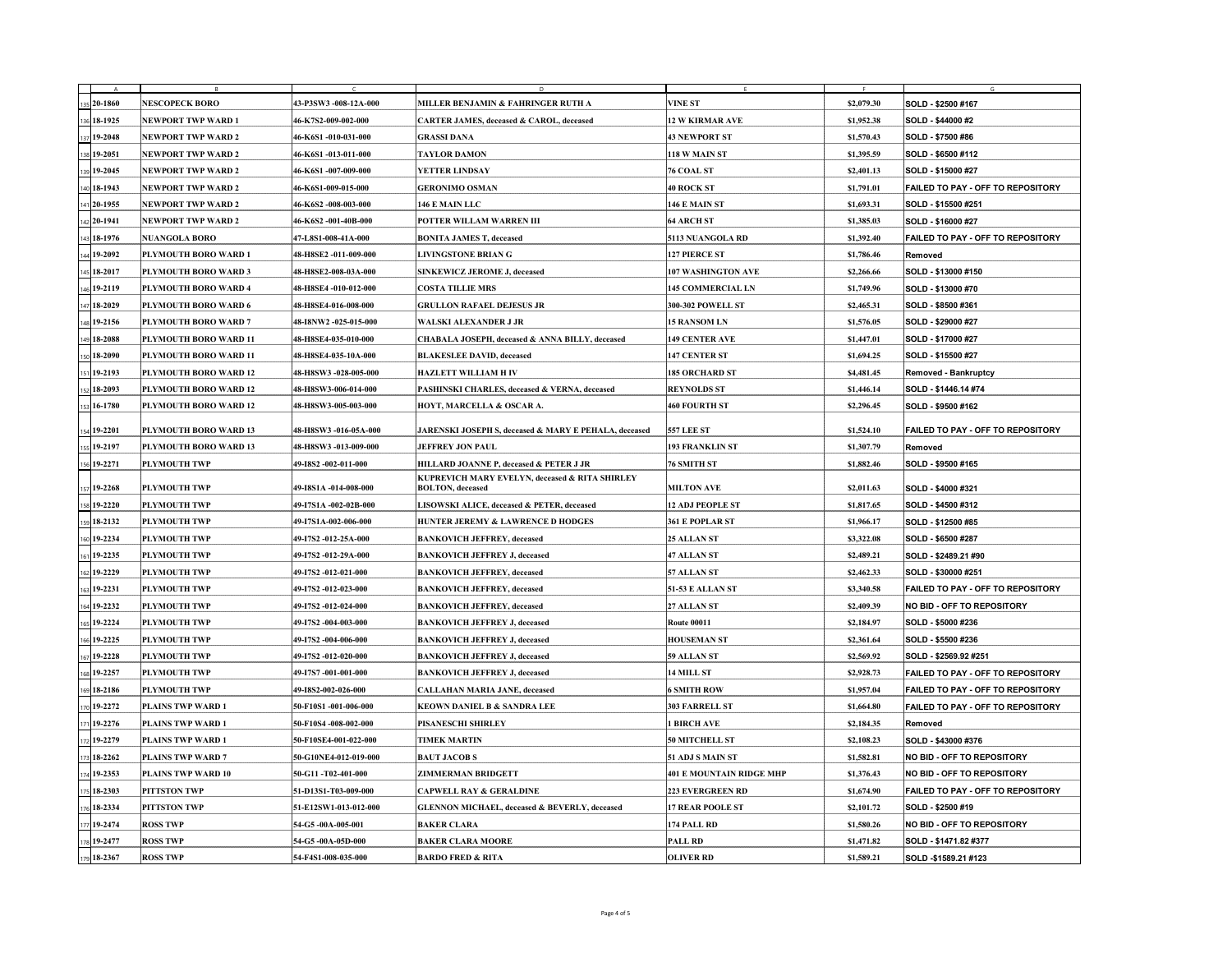| A | B | C | D | E | F | G |
|---|---|---|---|---|---|---|
| 20-1860 | NESCOPECK BORO | 43-P3SW3 -008-12A-000 | MILLER BENJAMIN & FAHRINGER RUTH A | VINE ST | $2,079.30 | SOLD - $2500 #167 |
| 18-1925 | NEWPORT TWP WARD 1 | 46-K7S2-009-002-000 | CARTER JAMES, deceased & CAROL, deceased | 12 W KIRMAR AVE | $1,952.38 | SOLD - $44000 #2 |
| 19-2048 | NEWPORT TWP WARD 2 | 46-K6S1 -010-031-000 | GRASSI DANA | 43 NEWPORT ST | $1,570.43 | SOLD - $7500 #86 |
| 19-2051 | NEWPORT TWP WARD 2 | 46-K6S1 -013-011-000 | TAYLOR DAMON | 118 W MAIN ST | $1,395.59 | SOLD - $6500 #112 |
| 19-2045 | NEWPORT TWP WARD 2 | 46-K6S1 -007-009-000 | YETTER LINDSAY | 76 COAL ST | $2,401.13 | SOLD - $15000 #27 |
| 18-1943 | NEWPORT TWP WARD 2 | 46-K6S1-009-015-000 | GERONIMO OSMAN | 40 ROCK ST | $1,791.01 | FAILED TO PAY - OFF TO REPOSITORY |
| 20-1955 | NEWPORT TWP WARD 2 | 46-K6S2 -008-003-000 | 146 E MAIN LLC | 146 E MAIN ST | $1,693.31 | SOLD - $15500 #251 |
| 20-1941 | NEWPORT TWP WARD 2 | 46-K6S2 -001-40B-000 | POTTER WILLAM WARREN III | 64 ARCH ST | $1,385.03 | SOLD - $16000 #27 |
| 18-1976 | NUANGOLA BORO | 47-L8S1-008-41A-000 | BONITA JAMES T, deceased | 5113 NUANGOLA RD | $1,392.40 | FAILED TO PAY - OFF TO REPOSITORY |
| 19-2092 | PLYMOUTH BORO WARD 1 | 48-H8SE2 -011-009-000 | LIVINGSTONE BRIAN G | 127 PIERCE ST | $1,786.46 | Removed |
| 18-2017 | PLYMOUTH BORO WARD 3 | 48-H8SE2-008-03A-000 | SINKEWICZ JEROME J, deceased | 107 WASHINGTON AVE | $2,266.66 | SOLD - $13000 #150 |
| 19-2119 | PLYMOUTH BORO WARD 4 | 48-H8SE4 -010-012-000 | COSTA TILLIE MRS | 145 COMMERCIAL LN | $1,749.96 | SOLD - $13000 #70 |
| 18-2029 | PLYMOUTH BORO WARD 6 | 48-H8SE4-016-008-000 | GRULLON RAFAEL DEJESUS JR | 300-302 POWELL ST | $2,465.31 | SOLD - $8500 #361 |
| 19-2156 | PLYMOUTH BORO WARD 7 | 48-I8NW2 -025-015-000 | WALSKI ALEXANDER J JR | 15 RANSOM LN | $1,576.05 | SOLD - $29000 #27 |
| 18-2088 | PLYMOUTH BORO WARD 11 | 48-H8SE4-035-010-000 | CHABALA JOSEPH, deceased & ANNA BILLY, deceased | 149 CENTER AVE | $1,447.01 | SOLD - $17000 #27 |
| 18-2090 | PLYMOUTH BORO WARD 11 | 48-H8SE4-035-10A-000 | BLAKESLEE DAVID, deceased | 147 CENTER ST | $1,694.25 | SOLD - $15500 #27 |
| 19-2193 | PLYMOUTH BORO WARD 12 | 48-H8SW3 -028-005-000 | HAZLETT WILLIAM H IV | 185 ORCHARD ST | $4,481.45 | Removed - Bankruptcy |
| 18-2093 | PLYMOUTH BORO WARD 12 | 48-H8SW3-006-014-000 | PASHINSKI CHARLES, deceased & VERNA, deceased | REYNOLDS ST | $1,446.14 | SOLD - $1446.14 #74 |
| 16-1780 | PLYMOUTH BORO WARD 12 | 48-H8SW3-005-003-000 | HOYT, MARCELLA & OSCAR A. | 460 FOURTH ST | $2,296.45 | SOLD - $9500 #162 |
| 19-2201 | PLYMOUTH BORO WARD 13 | 48-H8SW3 -016-05A-000 | JARENSKI JOSEPH S, deceased & MARY E PEHALA, deceased | 557 LEE ST | $1,524.10 | FAILED TO PAY - OFF TO REPOSITORY |
| 19-2197 | PLYMOUTH BORO WARD 13 | 48-H8SW3 -013-009-000 | JEFFREY JON PAUL | 193 FRANKLIN ST | $1,307.79 | Removed |
| 19-2271 | PLYMOUTH TWP | 49-I8S2 -002-011-000 | HILLARD JOANNE P, deceased & PETER J JR | 76 SMITH ST | $1,882.46 | SOLD - $9500 #165 |
| 19-2268 | PLYMOUTH TWP | 49-I8S1A -014-008-000 | KUPREVICH MARY EVELYN, deceased & RITA SHIRLEY BOLTON, deceased | MILTON AVE | $2,011.63 | SOLD - $4000 #321 |
| 19-2220 | PLYMOUTH TWP | 49-I7S1A -002-02B-000 | LISOWSKI ALICE, deceased & PETER, deceased | 12 ADJ PEOPLE ST | $1,817.65 | SOLD - $4500 #312 |
| 18-2132 | PLYMOUTH TWP | 49-I7S1A-002-006-000 | HUNTER JEREMY & LAWRENCE D HODGES | 361 E POPLAR ST | $1,966.17 | SOLD - $12500 #85 |
| 19-2234 | PLYMOUTH TWP | 49-I7S2 -012-25A-000 | BANKOVICH JEFFREY, deceased | 25 ALLAN ST | $3,322.08 | SOLD - $6500 #287 |
| 19-2235 | PLYMOUTH TWP | 49-I7S2 -012-29A-000 | BANKOVICH JEFFREY J, deceased | 47 ALLAN ST | $2,489.21 | SOLD - $2489.21 #90 |
| 19-2229 | PLYMOUTH TWP | 49-I7S2 -012-021-000 | BANKOVICH JEFFREY, deceased | 57 ALLAN ST | $2,462.33 | SOLD - $30000 #251 |
| 19-2231 | PLYMOUTH TWP | 49-I7S2 -012-023-000 | BANKOVICH JEFFREY, deceased | 51-53 E ALLAN ST | $3,340.58 | FAILED TO PAY - OFF TO REPOSITORY |
| 19-2232 | PLYMOUTH TWP | 49-I7S2 -012-024-000 | BANKOVICH JEFFREY, deceased | 27 ALLAN ST | $2,409.39 | NO BID - OFF TO REPOSITORY |
| 19-2224 | PLYMOUTH TWP | 49-I7S2 -004-003-000 | BANKOVICH JEFFREY J, deceased | Route 00011 | $2,184.97 | SOLD - $5000 #236 |
| 19-2225 | PLYMOUTH TWP | 49-I7S2 -004-006-000 | BANKOVICH JEFFREY J, deceased | HOUSEMAN ST | $2,361.64 | SOLD - $5500 #236 |
| 19-2228 | PLYMOUTH TWP | 49-I7S2 -012-020-000 | BANKOVICH JEFFREY J, deceased | 59 ALLAN ST | $2,569.92 | SOLD - $2569.92 #251 |
| 19-2257 | PLYMOUTH TWP | 49-I7S7 -001-001-000 | BANKOVICH JEFFREY J, deceased | 14 MILL ST | $2,928.73 | FAILED TO PAY - OFF TO REPOSITORY |
| 18-2186 | PLYMOUTH TWP | 49-I8S2-002-026-000 | CALLAHAN MARIA JANE, deceased | 6 SMITH ROW | $1,957.04 | FAILED TO PAY - OFF TO REPOSITORY |
| 19-2272 | PLAINS TWP WARD 1 | 50-F10S1 -001-006-000 | KEOWN DANIEL B & SANDRA LEE | 303 FARRELL ST | $1,664.80 | FAILED TO PAY - OFF TO REPOSITORY |
| 19-2276 | PLAINS TWP WARD 1 | 50-F10S4 -008-002-000 | PISANESCHI SHIRLEY | 1 BIRCH AVE | $2,184.35 | Removed |
| 19-2279 | PLAINS TWP WARD 1 | 50-F10SE4-001-022-000 | TIMEK MARTIN | 50 MITCHELL ST | $2,108.23 | SOLD - $43000 #376 |
| 18-2262 | PLAINS TWP WARD 7 | 50-G10NE4-012-019-000 | BAUT JACOB S | 51 ADJ S MAIN ST | $1,582.81 | NO BID - OFF TO REPOSITORY |
| 19-2353 | PLAINS TWP WARD 10 | 50-G11 -T02-401-000 | ZIMMERMAN BRIDGETT | 401 E MOUNTAIN RIDGE MHP | $1,376.43 | NO BID - OFF TO REPOSITORY |
| 18-2303 | PITTSTON TWP | 51-D13S1-T03-009-000 | CAPWELL RAY & GERALDINE | 223 EVERGREEN RD | $1,674.90 | FAILED TO PAY - OFF TO REPOSITORY |
| 18-2334 | PITTSTON TWP | 51-E12SW1-013-012-000 | GLENNON MICHAEL, deceased & BEVERLY, deceased | 17 REAR POOLE ST | $2,101.72 | SOLD - $2500 #19 |
| 19-2474 | ROSS TWP | 54-G5 -00A-005-001 | BAKER CLARA | 174 PALL RD | $1,580.26 | NO BID - OFF TO REPOSITORY |
| 19-2477 | ROSS TWP | 54-G5 -00A-05D-000 | BAKER CLARA MOORE | PALL RD | $1,471.82 | SOLD - $1471.82 #377 |
| 18-2367 | ROSS TWP | 54-F4S1-008-035-000 | BARDO FRED & RITA | OLIVER RD | $1,589.21 | SOLD -$1589.21 #123 |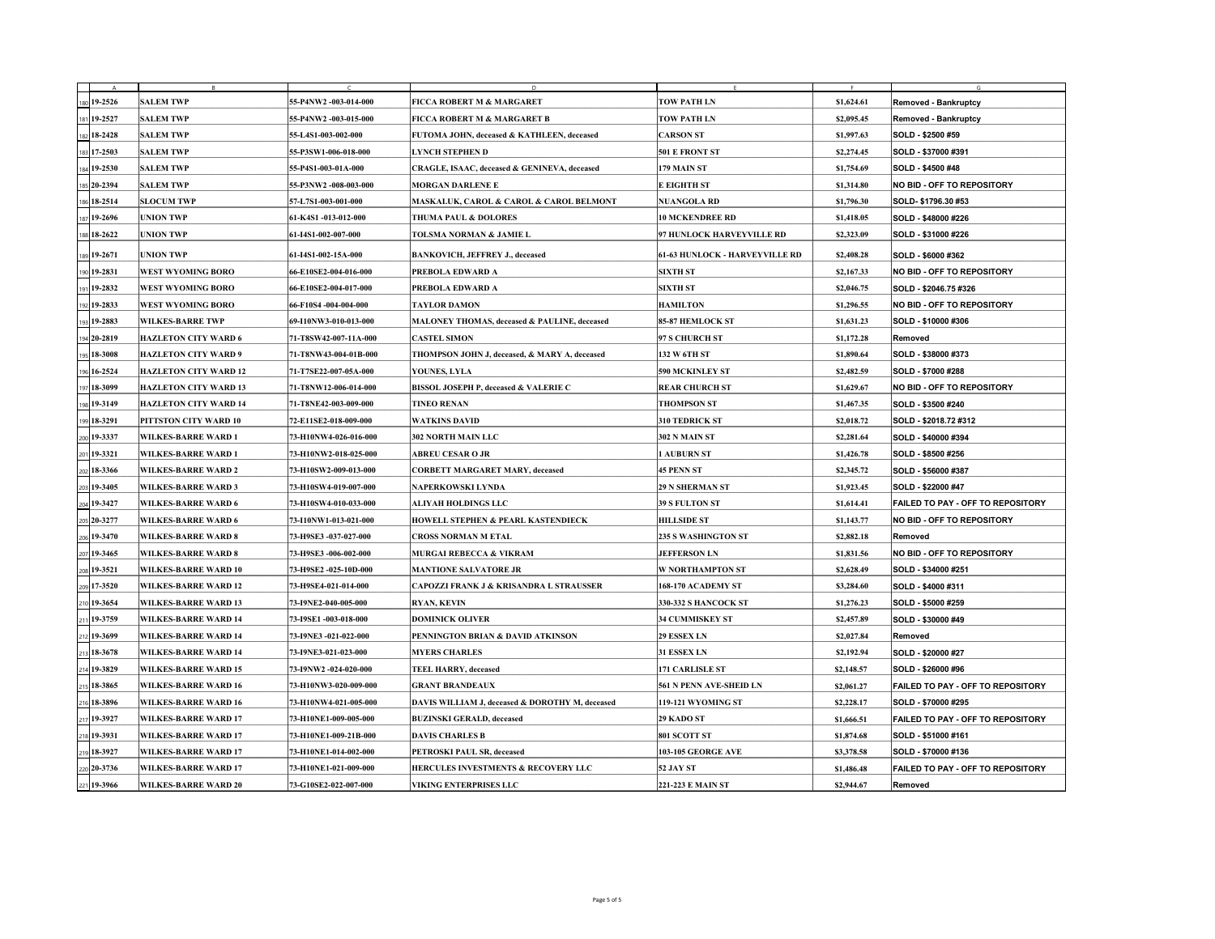| A | B | C | D | E | F | G |
|---|---|---|---|---|---|---|
| 19-2526 | SALEM TWP | 55-P4NW2 -003-014-000 | FICCA ROBERT M & MARGARET | TOW PATH LN | $1,624.61 | Removed - Bankruptcy |
| 19-2527 | SALEM TWP | 55-P4NW2 -003-015-000 | FICCA ROBERT M & MARGARET B | TOW PATH LN | $2,095.45 | Removed - Bankruptcy |
| 18-2428 | SALEM TWP | 55-L4S1-003-002-000 | FUTOMA JOHN, deceased & KATHLEEN, deceased | CARSON ST | $1,997.63 | SOLD - $2500 #59 |
| 17-2503 | SALEM TWP | 55-P3SW1-006-018-000 | LYNCH STEPHEN D | 501 E FRONT ST | $2,274.45 | SOLD - $37000 #391 |
| 19-2530 | SALEM TWP | 55-P4S1-003-01A-000 | CRAGLE, ISAAC, deceased & GENINEVA, deceased | 179 MAIN ST | $1,754.69 | SOLD - $4500 #48 |
| 20-2394 | SALEM TWP | 55-P3NW2 -008-003-000 | MORGAN DARLENE E | E EIGHTH ST | $1,314.80 | NO BID - OFF TO REPOSITORY |
| 18-2514 | SLOCUM TWP | 57-L7S1-003-001-000 | MASKALUK, CAROL & CAROL & CAROL BELMONT | NUANGOLA RD | $1,796.30 | SOLD- $1796.30 #53 |
| 19-2696 | UNION TWP | 61-K4S1 -013-012-000 | THUMA PAUL & DOLORES | 10 MCKENDREE RD | $1,418.05 | SOLD - $48000 #226 |
| 18-2622 | UNION TWP | 61-I4S1-002-007-000 | TOLSMA NORMAN & JAMIE L | 97 HUNLOCK HARVEYVILLE RD | $2,323.09 | SOLD - $31000 #226 |
| 19-2671 | UNION TWP | 61-I4S1-002-15A-000 | BANKOVICH, JEFFREY J., deceased | 61-63 HUNLOCK - HARVEYVILLE RD | $2,408.28 | SOLD - $6000 #362 |
| 19-2831 | WEST WYOMING BORO | 66-E10SE2-004-016-000 | PREBOLA EDWARD A | SIXTH ST | $2,167.33 | NO BID - OFF TO REPOSITORY |
| 19-2832 | WEST WYOMING BORO | 66-E10SE2-004-017-000 | PREBOLA EDWARD A | SIXTH ST | $2,046.75 | SOLD - $2046.75 #326 |
| 19-2833 | WEST WYOMING BORO | 66-F10S4 -004-004-000 | TAYLOR DAMON | HAMILTON | $1,296.55 | NO BID - OFF TO REPOSITORY |
| 19-2883 | WILKES-BARRE TWP | 69-I10NW3-010-013-000 | MALONEY THOMAS, deceased & PAULINE, deceased | 85-87 HEMLOCK ST | $1,631.23 | SOLD - $10000 #306 |
| 20-2819 | HAZLETON CITY WARD 6 | 71-T8SW42-007-11A-000 | CASTEL SIMON | 97 S CHURCH ST | $1,172.28 | Removed |
| 18-3008 | HAZLETON CITY WARD 9 | 71-T8NW43-004-01B-000 | THOMPSON JOHN J, deceased, & MARY A, deceased | 132 W 6TH ST | $1,890.64 | SOLD - $38000 #373 |
| 16-2524 | HAZLETON CITY WARD 12 | 71-T7SE22-007-05A-000 | YOUNES, LYLA | 590 MCKINLEY ST | $2,482.59 | SOLD - $7000 #288 |
| 18-3099 | HAZLETON CITY WARD 13 | 71-T8NW12-006-014-000 | BISSOL JOSEPH P, deceased & VALERIE C | REAR CHURCH ST | $1,629.67 | NO BID - OFF TO REPOSITORY |
| 19-3149 | HAZLETON CITY WARD 14 | 71-T8NE42-003-009-000 | TINEO RENAN | THOMPSON ST | $1,467.35 | SOLD - $3500 #240 |
| 18-3291 | PITTSTON CITY WARD 10 | 72-E11SE2-018-009-000 | WATKINS DAVID | 310 TEDRICK ST | $2,018.72 | SOLD - $2018.72 #312 |
| 19-3337 | WILKES-BARRE WARD 1 | 73-H10NW4-026-016-000 | 302 NORTH MAIN LLC | 302 N MAIN ST | $2,281.64 | SOLD - $40000 #394 |
| 19-3321 | WILKES-BARRE WARD 1 | 73-H10NW2-018-025-000 | ABREU CESAR O JR | 1 AUBURN ST | $1,426.78 | SOLD - $8500 #256 |
| 18-3366 | WILKES-BARRE WARD 2 | 73-H10SW2-009-013-000 | CORBETT MARGARET MARY, deceased | 45 PENN ST | $2,345.72 | SOLD - $56000 #387 |
| 19-3405 | WILKES-BARRE WARD 3 | 73-H10SW4-019-007-000 | NAPERKOWSKI LYNDA | 29 N SHERMAN ST | $1,923.45 | SOLD - $22000 #47 |
| 19-3427 | WILKES-BARRE WARD 6 | 73-H10SW4-010-033-000 | ALIYAH HOLDINGS LLC | 39 S FULTON ST | $1,614.41 | FAILED TO PAY - OFF TO REPOSITORY |
| 20-3277 | WILKES-BARRE WARD 6 | 73-I10NW1-013-021-000 | HOWELL STEPHEN & PEARL KASTENDIECK | HILLSIDE ST | $1,143.77 | NO BID - OFF TO REPOSITORY |
| 19-3470 | WILKES-BARRE WARD 8 | 73-H9SE3 -037-027-000 | CROSS NORMAN M ETAL | 235 S WASHINGTON ST | $2,882.18 | Removed |
| 19-3465 | WILKES-BARRE WARD 8 | 73-H9SE3 -006-002-000 | MURGAI REBECCA & VIKRAM | JEFFERSON LN | $1,831.56 | NO BID - OFF TO REPOSITORY |
| 19-3521 | WILKES-BARRE WARD 10 | 73-H9SE2 -025-10D-000 | MANTIONE SALVATORE JR | W NORTHAMPTON ST | $2,628.49 | SOLD - $34000 #251 |
| 17-3520 | WILKES-BARRE WARD 12 | 73-H9SE4-021-014-000 | CAPOZZI FRANK J & KRISANDRA L STRAUSSER | 168-170 ACADEMY ST | $3,284.60 | SOLD - $4000 #311 |
| 19-3654 | WILKES-BARRE WARD 13 | 73-I9NE2-040-005-000 | RYAN, KEVIN | 330-332 S HANCOCK ST | $1,276.23 | SOLD - $5000 #259 |
| 19-3759 | WILKES-BARRE WARD 14 | 73-I9SE1 -003-018-000 | DOMINICK OLIVER | 34 CUMMISKEY ST | $2,457.89 | SOLD - $30000 #49 |
| 19-3699 | WILKES-BARRE WARD 14 | 73-I9NE3 -021-022-000 | PENNINGTON BRIAN & DAVID ATKINSON | 29 ESSEX LN | $2,027.84 | Removed |
| 18-3678 | WILKES-BARRE WARD 14 | 73-I9NE3-021-023-000 | MYERS CHARLES | 31 ESSEX LN | $2,192.94 | SOLD - $20000 #27 |
| 19-3829 | WILKES-BARRE WARD 15 | 73-I9NW2 -024-020-000 | TEEL HARRY, deceased | 171 CARLISLE ST | $2,148.57 | SOLD - $26000 #96 |
| 18-3865 | WILKES-BARRE WARD 16 | 73-H10NW3-020-009-000 | GRANT BRANDEAUX | 561 N PENN AVE-SHEID LN | $2,061.27 | FAILED TO PAY - OFF TO REPOSITORY |
| 18-3896 | WILKES-BARRE WARD 16 | 73-H10NW4-021-005-000 | DAVIS WILLIAM J, deceased & DOROTHY M, deceased | 119-121 WYOMING ST | $2,228.17 | SOLD - $70000 #295 |
| 19-3927 | WILKES-BARRE WARD 17 | 73-H10NE1-009-005-000 | BUZINSKI GERALD, deceased | 29 KADO ST | $1,666.51 | FAILED TO PAY - OFF TO REPOSITORY |
| 19-3931 | WILKES-BARRE WARD 17 | 73-H10NE1-009-21B-000 | DAVIS CHARLES B | 801 SCOTT ST | $1,874.68 | SOLD - $51000 #161 |
| 18-3927 | WILKES-BARRE WARD 17 | 73-H10NE1-014-002-000 | PETROSKI PAUL SR, deceased | 103-105 GEORGE AVE | $3,378.58 | SOLD - $70000 #136 |
| 20-3736 | WILKES-BARRE WARD 17 | 73-H10NE1-021-009-000 | HERCULES INVESTMENTS & RECOVERY LLC | 52 JAY ST | $1,486.48 | FAILED TO PAY - OFF TO REPOSITORY |
| 19-3966 | WILKES-BARRE WARD 20 | 73-G10SE2-022-007-000 | VIKING ENTERPRISES LLC | 221-223 E MAIN ST | $2,944.67 | Removed |